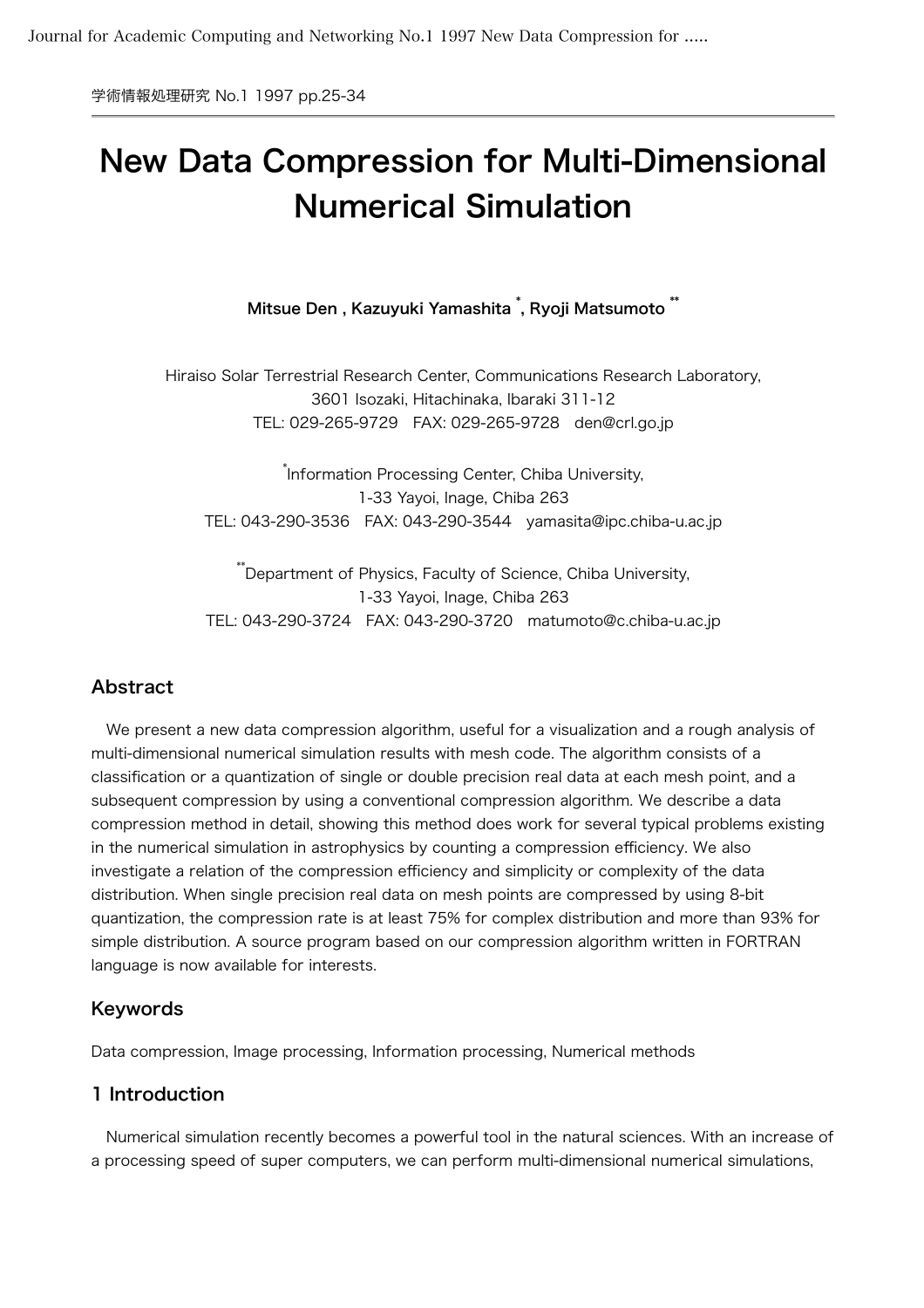# New Data Compression for Multi-Dimensional Numerical Simulation

**Mitsue Den , Kazuyuki Yamashita [*], Ryoji Matsumoto [**]**

Hiraiso Solar Terrestrial Research Center, Communications Research Laboratory,
3601 Isozaki, Hitachinaka, Ibaraki 311-12
TEL: 029-265-9729 FAX: 029-265-9728 den@crl.go.jp

[*]Information Processing Center, Chiba University,
1-33 Yayoi, Inage, Chiba 263
TEL: 043-290-3536 FAX: 043-290-3544 yamasita@ipc.chiba-u.ac.jp

[**]Department of Physics, Faculty of Science, Chiba University,
1-33 Yayoi, Inage, Chiba 263
TEL: 043-290-3724 FAX: 043-290-3720 matumoto@c.chiba-u.ac.jp

## Abstract

We present a new data compression algorithm, useful for a visualization and a rough analysis of multi-dimensional numerical simulation results with mesh code. The algorithm consists of a classification or a quantization of single or double precision real data at each mesh point, and a subsequent compression by using a conventional compression algorithm. We describe a data compression method in detail, showing this method does work for several typical problems existing in the numerical simulation in astrophysics by counting a compression efficiency. We also investigate a relation of the compression efficiency and simplicity or complexity of the data distribution. When single precision real data on mesh points are compressed by using 8-bit quantization, the compression rate is at least 75% for complex distribution and more than 93% for simple distribution. A source program based on our compression algorithm written in FORTRAN language is now available for interests.

## Keywords

Data compression, Image processing, Information processing, Numerical methods

## 1 Introduction

Numerical simulation recently becomes a powerful tool in the natural sciences. With an increase of a processing speed of super computers, we can perform multi-dimensional numerical simulations,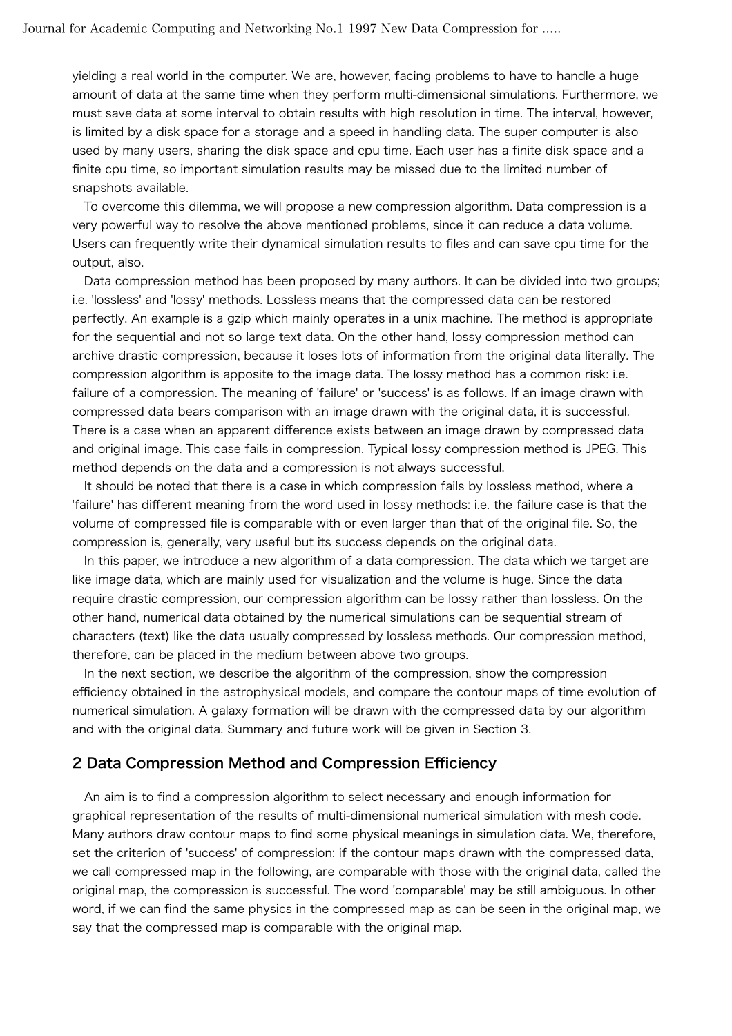yielding a real world in the computer. We are, however, facing problems to have to handle a huge amount of data at the same time when they perform multi-dimensional simulations. Furthermore, we must save data at some interval to obtain results with high resolution in time. The interval, however, is limited by a disk space for a storage and a speed in handling data. The super computer is also used by many users, sharing the disk space and cpu time. Each user has a finite disk space and a finite cpu time, so important simulation results may be missed due to the limited number of snapshots available.

To overcome this dilemma, we will propose a new compression algorithm. Data compression is a very powerful way to resolve the above mentioned problems, since it can reduce a data volume. Users can frequently write their dynamical simulation results to files and can save cpu time for the output, also.

Data compression method has been proposed by many authors. It can be divided into two groups; i.e. 'lossless' and 'lossy' methods. Lossless means that the compressed data can be restored perfectly. An example is a gzip which mainly operates in a unix machine. The method is appropriate for the sequential and not so large text data. On the other hand, lossy compression method can archive drastic compression, because it loses lots of information from the original data literally. The compression algorithm is apposite to the image data. The lossy method has a common risk: i.e. failure of a compression. The meaning of 'failure' or 'success' is as follows. If an image drawn with compressed data bears comparison with an image drawn with the original data, it is successful. There is a case when an apparent difference exists between an image drawn by compressed data and original image. This case fails in compression. Typical lossy compression method is JPEG. This method depends on the data and a compression is not always successful.

It should be noted that there is a case in which compression fails by lossless method, where a 'failure' has different meaning from the word used in lossy methods: i.e. the failure case is that the volume of compressed file is comparable with or even larger than that of the original file. So, the compression is, generally, very useful but its success depends on the original data.

In this paper, we introduce a new algorithm of a data compression. The data which we target are like image data, which are mainly used for visualization and the volume is huge. Since the data require drastic compression, our compression algorithm can be lossy rather than lossless. On the other hand, numerical data obtained by the numerical simulations can be sequential stream of characters (text) like the data usually compressed by lossless methods. Our compression method, therefore, can be placed in the medium between above two groups.

In the next section, we describe the algorithm of the compression, show the compression efficiency obtained in the astrophysical models, and compare the contour maps of time evolution of numerical simulation. A galaxy formation will be drawn with the compressed data by our algorithm and with the original data. Summary and future work will be given in Section 3.

## 2 Data Compression Method and Compression Efficiency

An aim is to find a compression algorithm to select necessary and enough information for graphical representation of the results of multi-dimensional numerical simulation with mesh code. Many authors draw contour maps to find some physical meanings in simulation data. We, therefore, set the criterion of 'success' of compression: if the contour maps drawn with the compressed data, we call compressed map in the following, are comparable with those with the original data, called the original map, the compression is successful. The word 'comparable' may be still ambiguous. In other word, if we can find the same physics in the compressed map as can be seen in the original map, we say that the compressed map is comparable with the original map.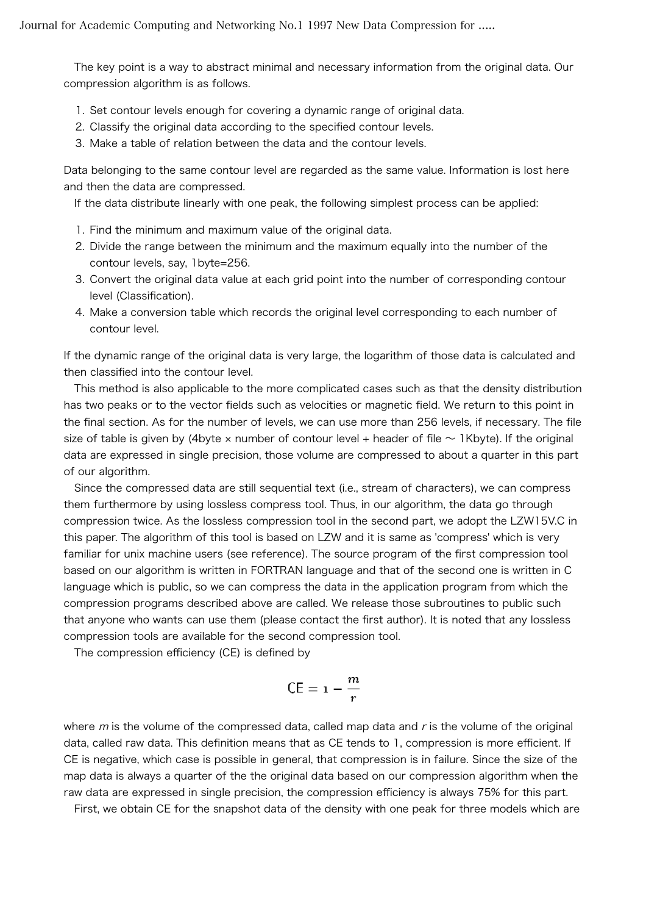The key point is a way to abstract minimal and necessary information from the original data. Our compression algorithm is as follows.

1. Set contour levels enough for covering a dynamic range of original data.
2. Classify the original data according to the specified contour levels.
3. Make a table of relation between the data and the contour levels.

Data belonging to the same contour level are regarded as the same value. Information is lost here and then the data are compressed.

If the data distribute linearly with one peak, the following simplest process can be applied:

1. Find the minimum and maximum value of the original data.
2. Divide the range between the minimum and the maximum equally into the number of the contour levels, say, 1byte=256.
3. Convert the original data value at each grid point into the number of corresponding contour level (Classification).
4. Make a conversion table which records the original level corresponding to each number of contour level.

If the dynamic range of the original data is very large, the logarithm of those data is calculated and then classified into the contour level.

This method is also applicable to the more complicated cases such as that the density distribution has two peaks or to the vector fields such as velocities or magnetic field. We return to this point in the final section. As for the number of levels, we can use more than 256 levels, if necessary. The file size of table is given by (4byte × number of contour level + header of file ~ 1Kbyte). If the original data are expressed in single precision, those volume are compressed to about a quarter in this part of our algorithm.

Since the compressed data are still sequential text (i.e., stream of characters), we can compress them furthermore by using lossless compress tool. Thus, in our algorithm, the data go through compression twice. As the lossless compression tool in the second part, we adopt the LZW15V.C in this paper. The algorithm of this tool is based on LZW and it is same as 'compress' which is very familiar for unix machine users (see reference). The source program of the first compression tool based on our algorithm is written in FORTRAN language and that of the second one is written in C language which is public, so we can compress the data in the application program from which the compression programs described above are called. We release those subroutines to public such that anyone who wants can use them (please contact the first author). It is noted that any lossless compression tools are available for the second compression tool.

The compression efficiency (CE) is defined by

$$\mathrm{CE} = 1 - \frac{m}{r}$$

where $m$ is the volume of the compressed data, called map data and $r$ is the volume of the original data, called raw data. This definition means that as CE tends to 1, compression is more efficient. If CE is negative, which case is possible in general, that compression is in failure. Since the size of the map data is always a quarter of the the original data based on our compression algorithm when the raw data are expressed in single precision, the compression efficiency is always 75% for this part.

First, we obtain CE for the snapshot data of the density with one peak for three models which are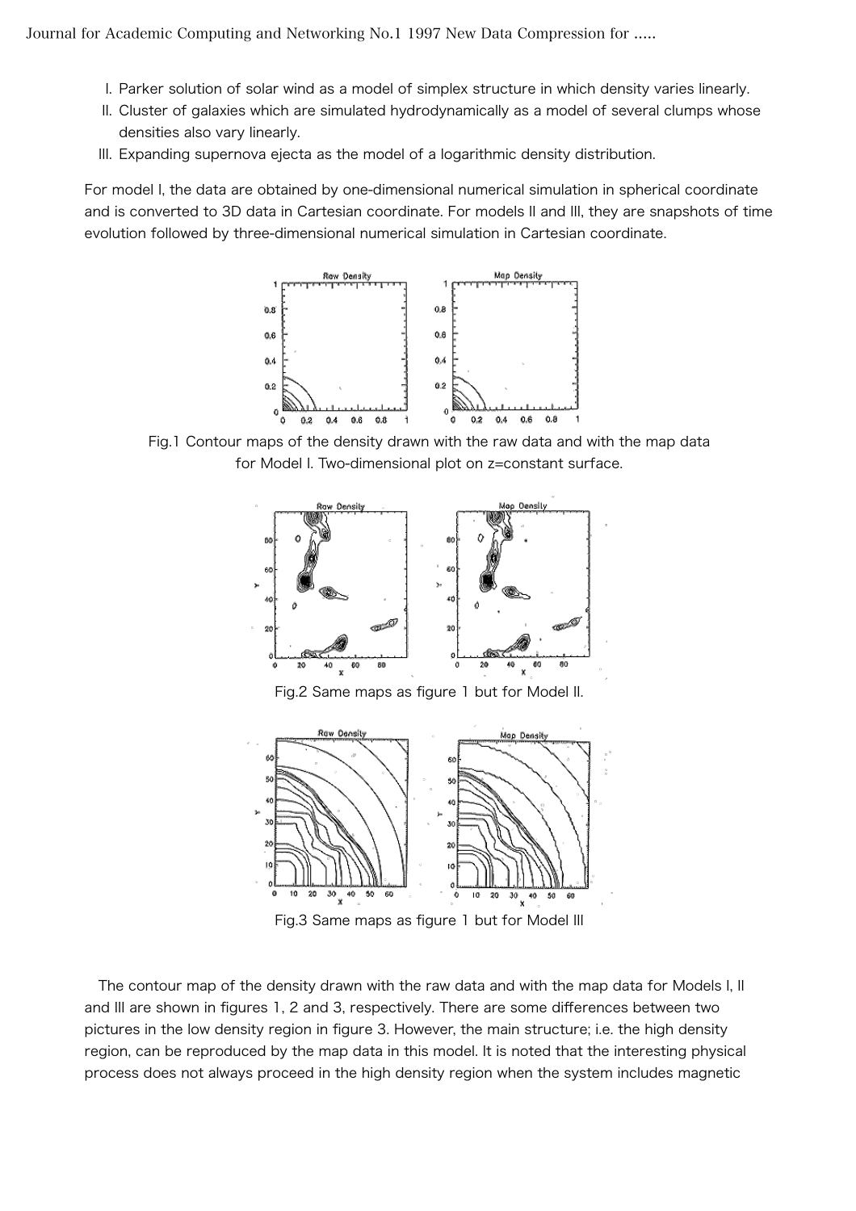I. Parker solution of solar wind as a model of simplex structure in which density varies linearly.
II. Cluster of galaxies which are simulated hydrodynamically as a model of several clumps whose densities also vary linearly.
III. Expanding supernova ejecta as the model of a logarithmic density distribution.

For model I, the data are obtained by one-dimensional numerical simulation in spherical coordinate and is converted to 3D data in Cartesian coordinate. For models II and III, they are snapshots of time evolution followed by three-dimensional numerical simulation in Cartesian coordinate.

Fig.1 Contour maps of the density drawn with the raw data and with the map data for Model I. Two-dimensional plot on z=constant surface.

Fig.2 Same maps as figure 1 but for Model II.

Fig.3 Same maps as figure 1 but for Model III

The contour map of the density drawn with the raw data and with the map data for Models I, II and III are shown in figures 1, 2 and 3, respectively. There are some differences between two pictures in the low density region in figure 3. However, the main structure; i.e. the high density region, can be reproduced by the map data in this model. It is noted that the interesting physical process does not always proceed in the high density region when the system includes magnetic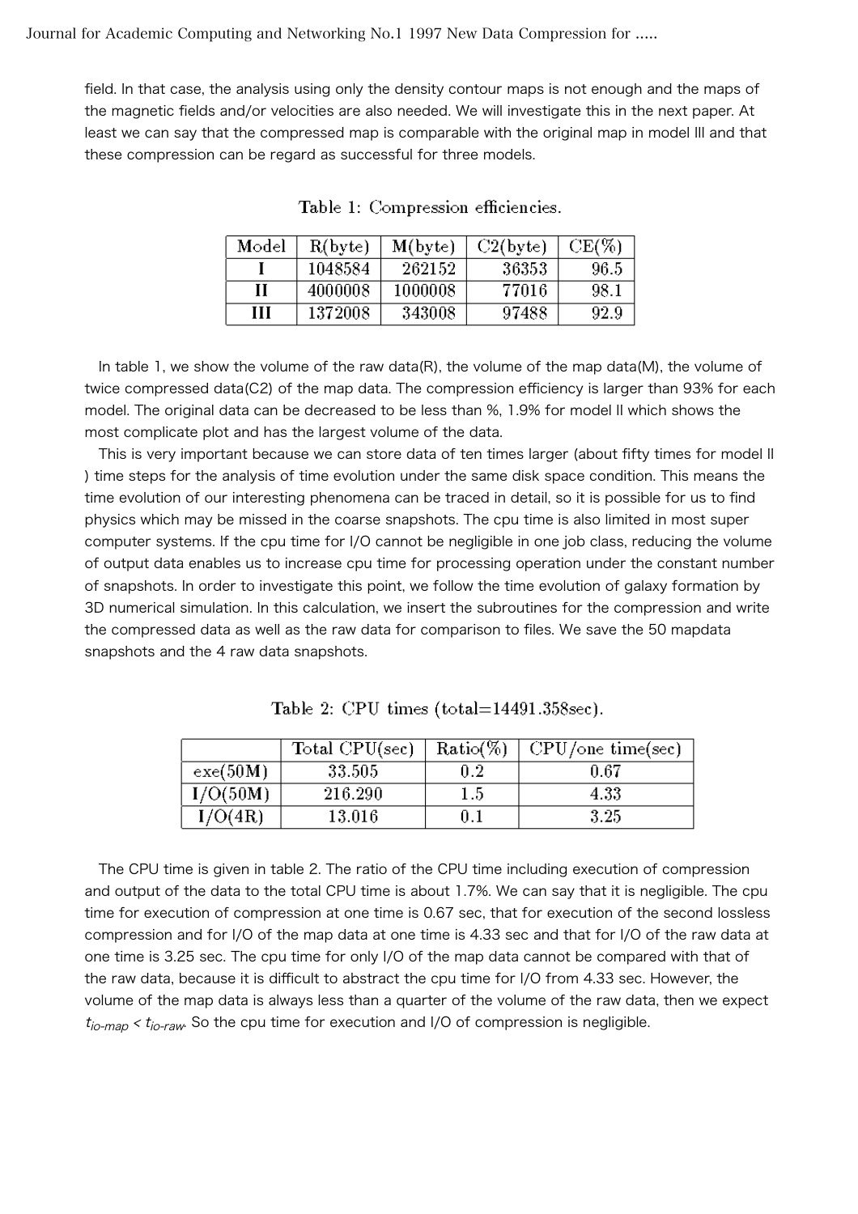field. In that case, the analysis using only the density contour maps is not enough and the maps of the magnetic fields and/or velocities are also needed. We will investigate this in the next paper. At least we can say that the compressed map is comparable with the original map in model III and that these compression can be regard as successful for three models.

Table 1: Compression efficiencies.

| Model | R(byte) | M(byte) | C2(byte) | CE(%) |
|---|---|---|---|---|
| I | 1048584 | 262152 | 36353 | 96.5 |
| II | 4000008 | 1000008 | 77016 | 98.1 |
| III | 1372008 | 343008 | 97488 | 92.9 |

In table 1, we show the volume of the raw data(R), the volume of the map data(M), the volume of twice compressed data(C2) of the map data. The compression efficiency is larger than 93% for each model. The original data can be decreased to be less than %, 1.9% for model II which shows the most complicate plot and has the largest volume of the data.

This is very important because we can store data of ten times larger (about fifty times for model II ) time steps for the analysis of time evolution under the same disk space condition. This means the time evolution of our interesting phenomena can be traced in detail, so it is possible for us to find physics which may be missed in the coarse snapshots. The cpu time is also limited in most super computer systems. If the cpu time for I/O cannot be negligible in one job class, reducing the volume of output data enables us to increase cpu time for processing operation under the constant number of snapshots. In order to investigate this point, we follow the time evolution of galaxy formation by 3D numerical simulation. In this calculation, we insert the subroutines for the compression and write the compressed data as well as the raw data for comparison to files. We save the 50 mapdata snapshots and the 4 raw data snapshots.

Table 2: CPU times (total=14491.358sec).

| | Total CPU(sec) | Ratio(%) | CPU/one time(sec) |
|---|---|---|---|
| exe(50M) | 33.505 | 0.2 | 0.67 |
| I/O(50M) | 216.290 | 1.5 | 4.33 |
| I/O(4R) | 13.016 | 0.1 | 3.25 |

The CPU time is given in table 2. The ratio of the CPU time including execution of compression and output of the data to the total CPU time is about 1.7%. We can say that it is negligible. The cpu time for execution of compression at one time is 0.67 sec, that for execution of the second lossless compression and for I/O of the map data at one time is 4.33 sec and that for I/O of the raw data at one time is 3.25 sec. The cpu time for only I/O of the map data cannot be compared with that of the raw data, because it is difficult to abstract the cpu time for I/O from 4.33 sec. However, the volume of the map data is always less than a quarter of the volume of the raw data, then we expect $t_{io\text{-}map} < t_{io\text{-}raw}$. So the cpu time for execution and I/O of compression is negligible.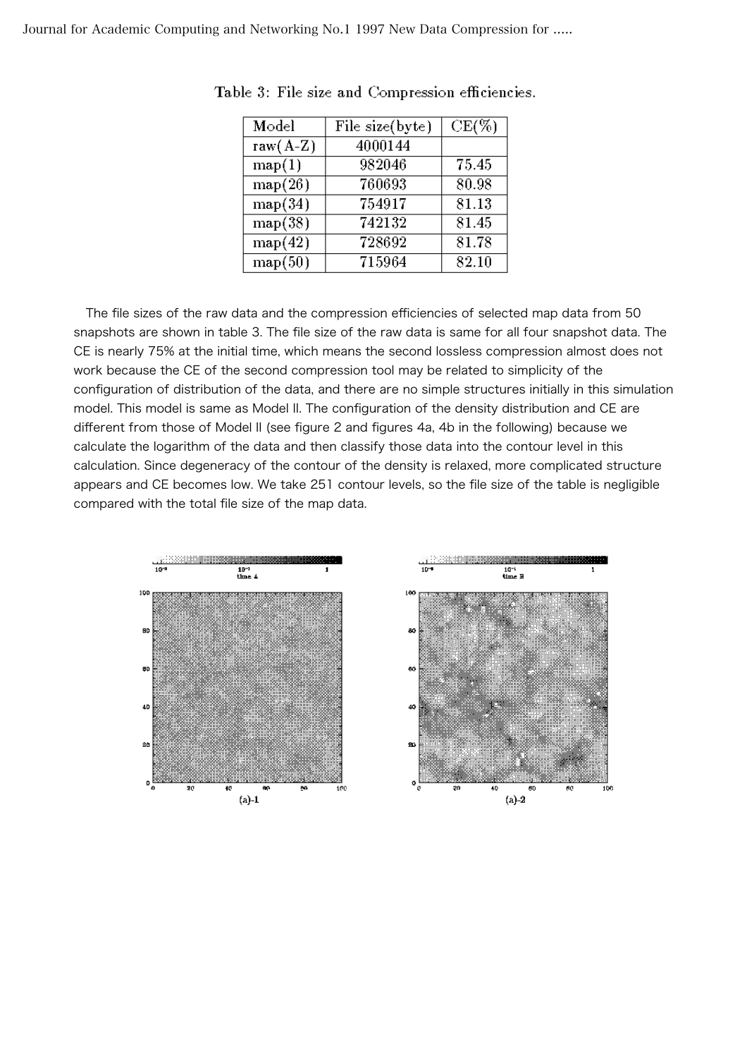Table 3: File size and Compression efficiencies.

| Model | File size(byte) | CE(%) |
|---|---|---|
| raw(A-Z) | 4000144 | |
| map(1) | 982046 | 75.45 |
| map(26) | 760693 | 80.98 |
| map(34) | 754917 | 81.13 |
| map(38) | 742132 | 81.45 |
| map(42) | 728692 | 81.78 |
| map(50) | 715964 | 82.10 |

The file sizes of the raw data and the compression efficiencies of selected map data from 50 snapshots are shown in table 3. The file size of the raw data is same for all four snapshot data. The CE is nearly 75% at the initial time, which means the second lossless compression almost does not work because the CE of the second compression tool may be related to simplicity of the configuration of distribution of the data, and there are no simple structures initially in this simulation model. This model is same as Model II. The configuration of the density distribution and CE are different from those of Model II (see figure 2 and figures 4a, 4b in the following) because we calculate the logarithm of the data and then classify those data into the contour level in this calculation. Since degeneracy of the contour of the density is relaxed, more complicated structure appears and CE becomes low. We take 251 contour levels, so the file size of the table is negligible compared with the total file size of the map data.

(a)-1

(a)-2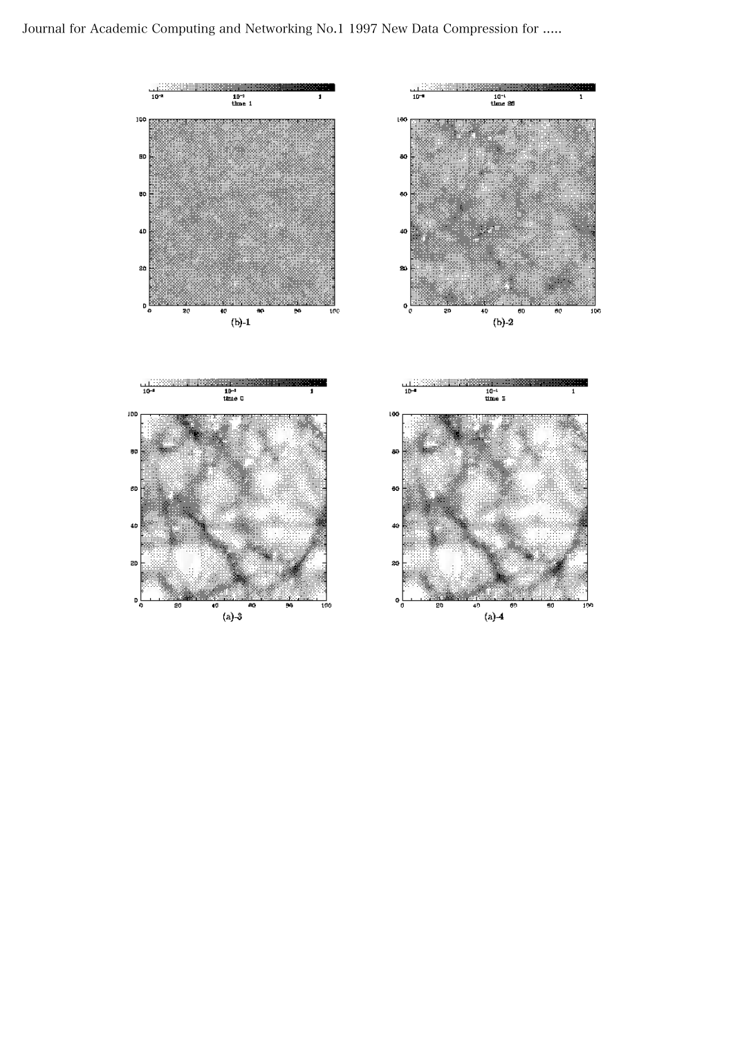(b)-1

(b)-2

(a)-3

(a)-4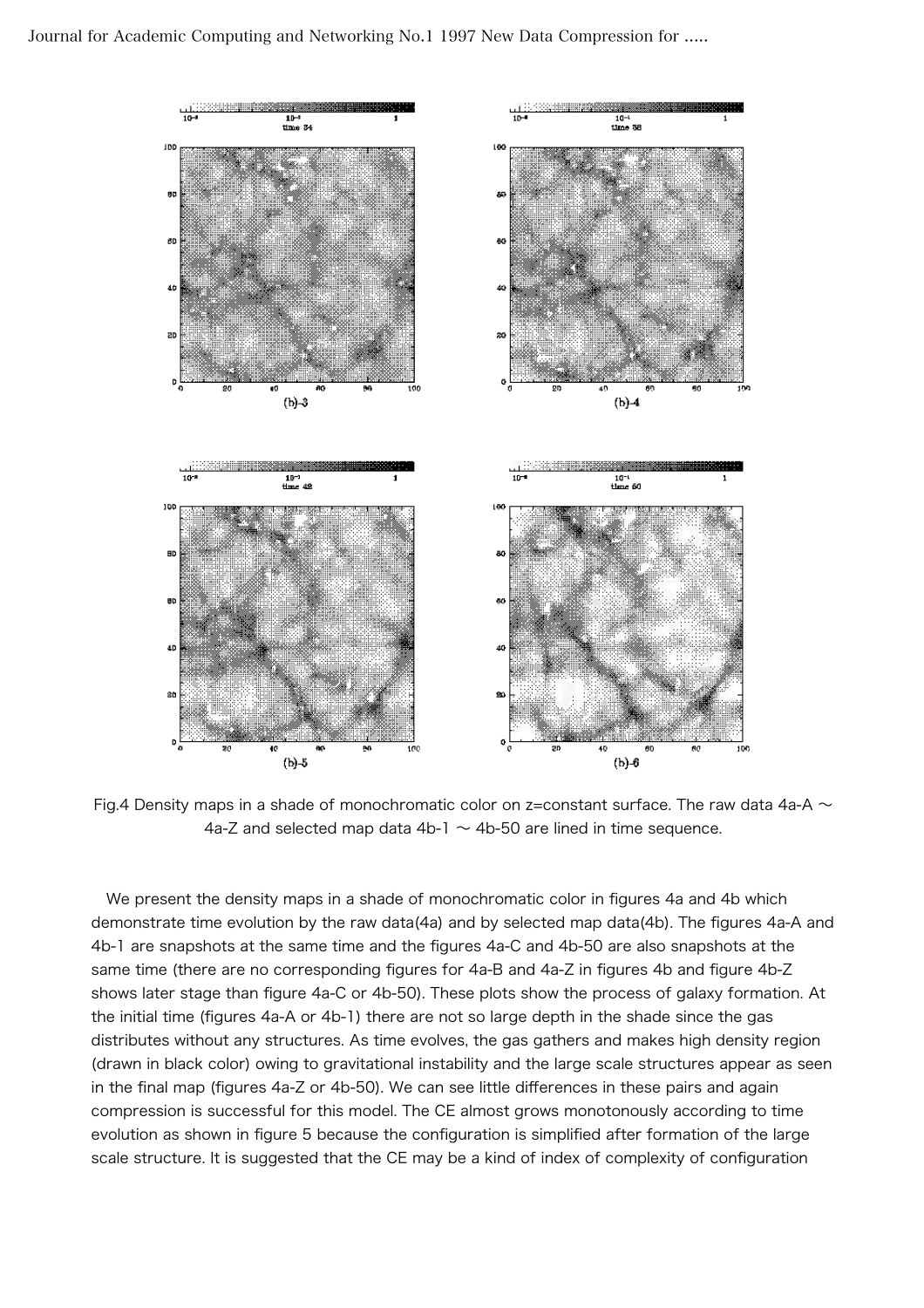Fig.4 Density maps in a shade of monochromatic color on z=constant surface. The raw data 4a-A ～ 4a-Z and selected map data 4b-1 ～ 4b-50 are lined in time sequence.

We present the density maps in a shade of monochromatic color in figures 4a and 4b which demonstrate time evolution by the raw data(4a) and by selected map data(4b). The figures 4a-A and 4b-1 are snapshots at the same time and the figures 4a-C and 4b-50 are also snapshots at the same time (there are no corresponding figures for 4a-B and 4a-Z in figures 4b and figure 4b-Z shows later stage than figure 4a-C or 4b-50). These plots show the process of galaxy formation. At the initial time (figures 4a-A or 4b-1) there are not so large depth in the shade since the gas distributes without any structures. As time evolves, the gas gathers and makes high density region (drawn in black color) owing to gravitational instability and the large scale structures appear as seen in the final map (figures 4a-Z or 4b-50). We can see little differences in these pairs and again compression is successful for this model. The CE almost grows monotonously according to time evolution as shown in figure 5 because the configuration is simplified after formation of the large scale structure. It is suggested that the CE may be a kind of index of complexity of configuration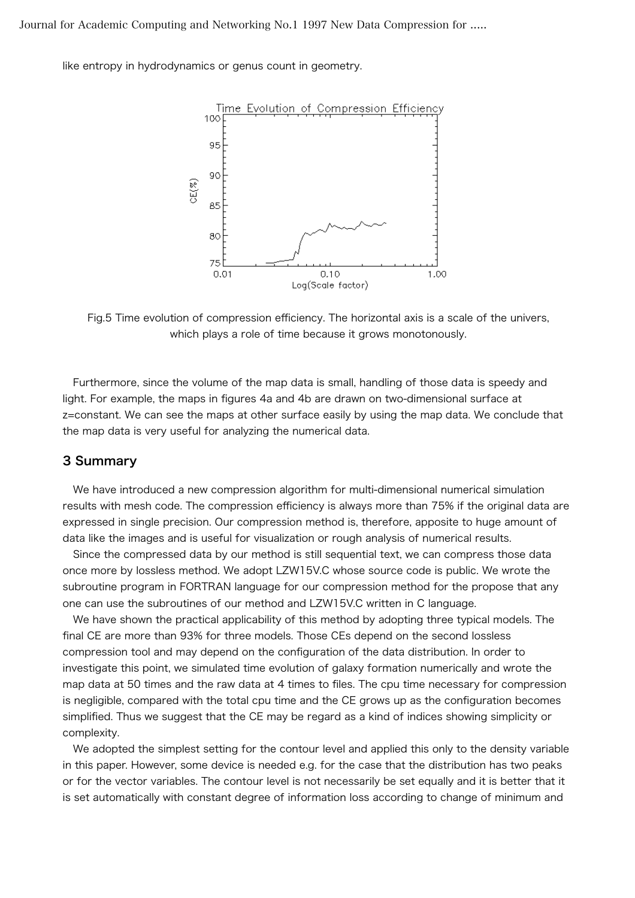like entropy in hydrodynamics or genus count in geometry.

Fig.5 Time evolution of compression efficiency. The horizontal axis is a scale of the univers, which plays a role of time because it grows monotonously.

Furthermore, since the volume of the map data is small, handling of those data is speedy and light. For example, the maps in figures 4a and 4b are drawn on two-dimensional surface at z=constant. We can see the maps at other surface easily by using the map data. We conclude that the map data is very useful for analyzing the numerical data.

## 3 Summary

We have introduced a new compression algorithm for multi-dimensional numerical simulation results with mesh code. The compression efficiency is always more than 75% if the original data are expressed in single precision. Our compression method is, therefore, apposite to huge amount of data like the images and is useful for visualization or rough analysis of numerical results.

Since the compressed data by our method is still sequential text, we can compress those data once more by lossless method. We adopt LZW15V.C whose source code is public. We wrote the subroutine program in FORTRAN language for our compression method for the propose that any one can use the subroutines of our method and LZW15V.C written in C language.

We have shown the practical applicability of this method by adopting three typical models. The final CE are more than 93% for three models. Those CEs depend on the second lossless compression tool and may depend on the configuration of the data distribution. In order to investigate this point, we simulated time evolution of galaxy formation numerically and wrote the map data at 50 times and the raw data at 4 times to files. The cpu time necessary for compression is negligible, compared with the total cpu time and the CE grows up as the configuration becomes simplified. Thus we suggest that the CE may be regard as a kind of indices showing simplicity or complexity.

We adopted the simplest setting for the contour level and applied this only to the density variable in this paper. However, some device is needed e.g. for the case that the distribution has two peaks or for the vector variables. The contour level is not necessarily be set equally and it is better that it is set automatically with constant degree of information loss according to change of minimum and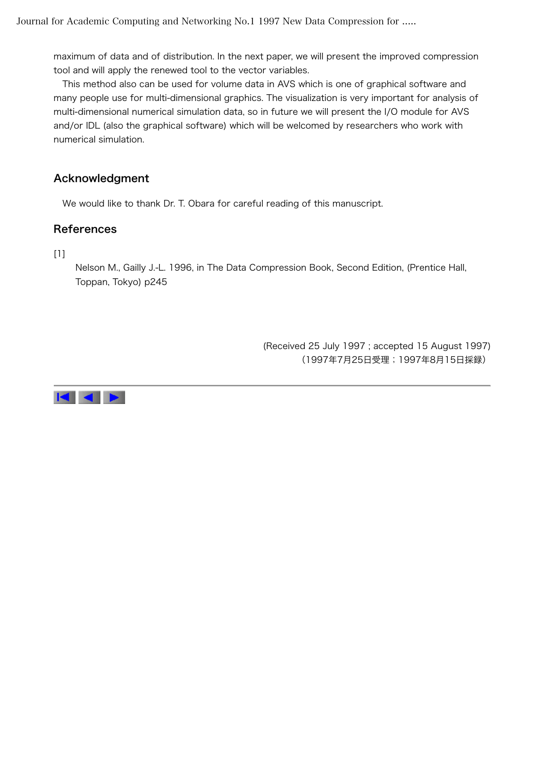maximum of data and of distribution. In the next paper, we will present the improved compression tool and will apply the renewed tool to the vector variables.

This method also can be used for volume data in AVS which is one of graphical software and many people use for multi-dimensional graphics. The visualization is very important for analysis of multi-dimensional numerical simulation data, so in future we will present the I/O module for AVS and/or IDL (also the graphical software) which will be welcomed by researchers who work with numerical simulation.

## Acknowledgment

We would like to thank Dr. T. Obara for careful reading of this manuscript.

## References

[1]
Nelson M., Gailly J.-L. 1996, in The Data Compression Book, Second Edition, (Prentice Hall, Toppan, Tokyo) p245

(Received 25 July 1997 ; accepted 15 August 1997)
（1997年7月25日受理；1997年8月15日採録）